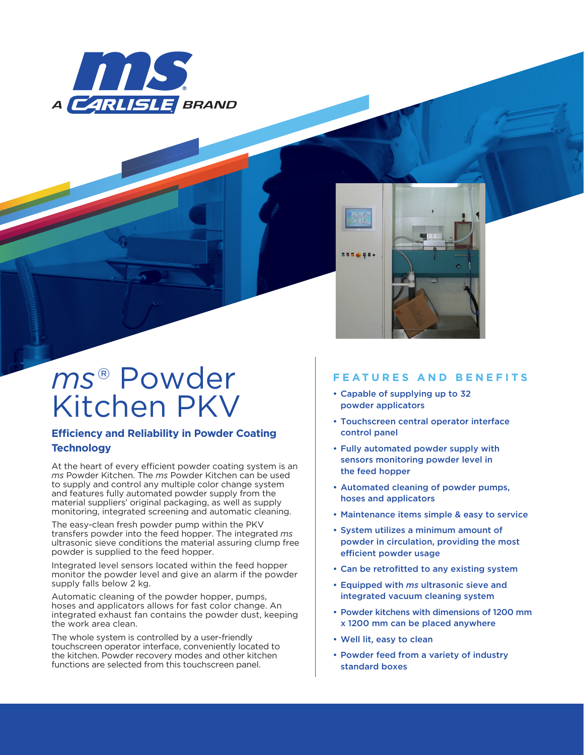# *ms*® Powder Kitchen PKV

## Efficiency and Reliability in Powder Coating Technology

At the heart of every efficient powder coating system is an *ms* Powder Kitchen. The *ms* Powder Kitchen can be used to supply and control any multiple color change system and features fully automated powder supply from the material suppliers' original packaging, as well as supply monitoring, integrated screening and automatic cleaning.

The easy-clean fresh powder pump within the PKV transfers powder into the feed hopper. The integrated *ms* ultrasonic sieve conditions the material assuring clump free powder is supplied to the feed hopper.

Integrated level sensors located within the feed hopper monitor the powder level and give an alarm if the powder supply falls below 2 kg.

Automatic cleaning of the powder hopper, pumps, hoses and applicators allows for fast color change. An integrated exhaust fan contains the powder dust, keeping the work area clean.

The whole system is controlled by a user-friendly touchscreen operator interface, conveniently located to the kitchen. Powder recovery modes and other kitchen functions are selected from this touchscreen panel.

## FEATURES AND BENEFITS

- Capable of supplying up to 32 powder applicators
- Touchscreen central operator interface control panel
- Fully automated powder supply with sensors monitoring powder level in the feed hopper
- Automated cleaning of powder pumps, hoses and applicators
- Maintenance items simple & easy to service
- System utilizes a minimum amount of powder in circulation, providing the most efficient powder usage
- Can be retrofitted to any existing system
- Equipped with *ms* ultrasonic sieve and integrated vacuum cleaning system
- Powder kitchens with dimensions of 1200 mm x 1200 mm can be placed anywhere
- Well lit, easy to clean
- Powder feed from a variety of industry standard boxes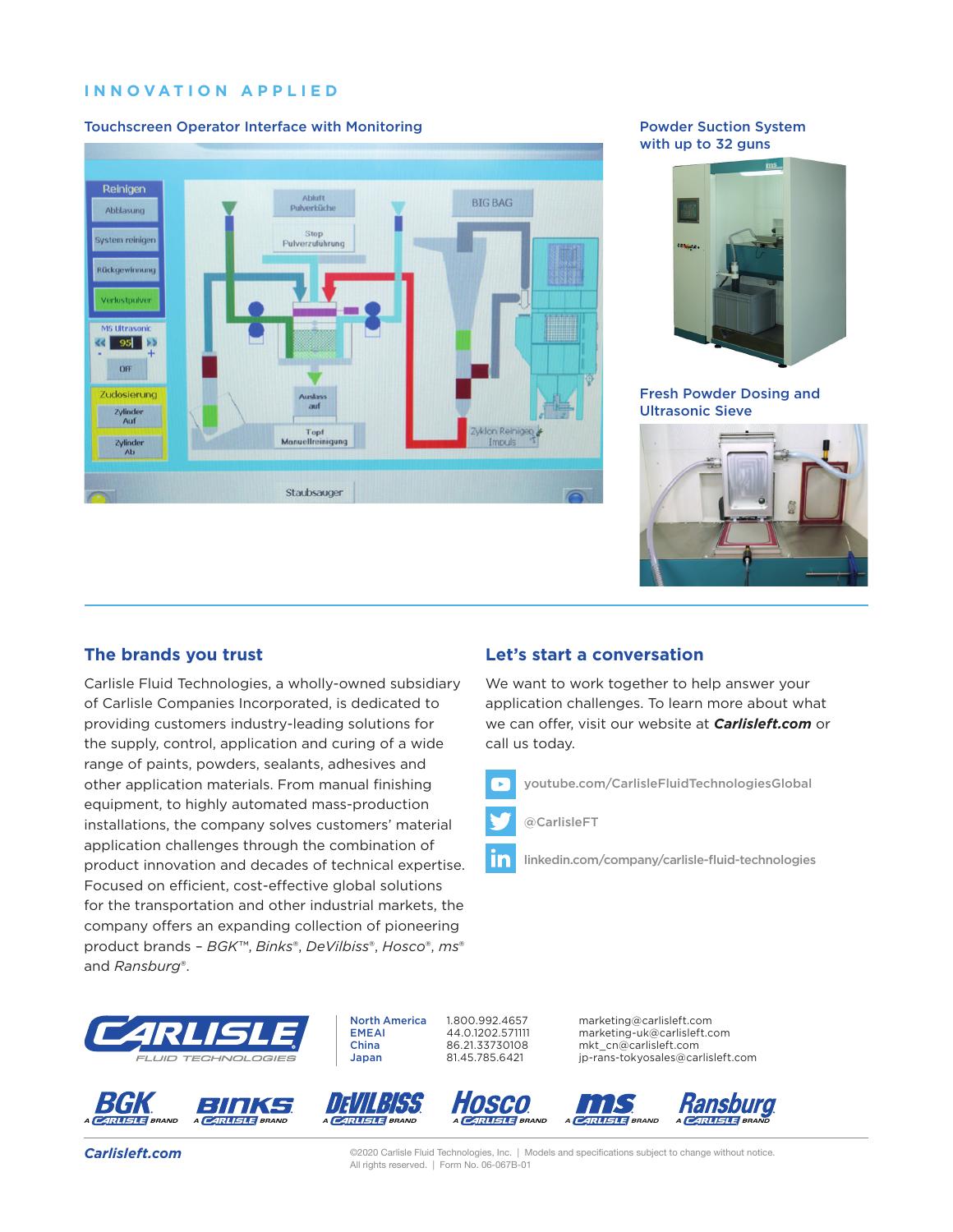INNOVATION APPLIED

### Touchscreen Operator Interface with Monitoring

### Powder Suction System with up to 32 guns

### Fresh Powder Dosing and Ultrasonic Sieve

## The brands you trust

Carlisle Fluid Technologies, a wholly-owned subsidiary of Carlisle Companies Incorporated, is dedicated to providing customers industry-leading solutions for the supply, control, application and curing of a wide range of paints, powders, sealants, adhesives and other application materials. From manual finishing equipment, to highly automated mass-production installations, the company solves customers' material application challenges through the combination of product innovation and decades of technical expertise. Focused on efficient, cost-effective global solutions for the transportation and other industrial markets, the company offers an expanding collection of pioneering product brands – *BGK*™, *Binks*®, *DeVilbiss*®, *Hosco*®, *ms*® and *Ransburg*®.

## Let's start a conversation

We want to work together to help answer your application challenges. To learn more about what we can offer, visit our website at ***Carlisleft.com*** or call us today.

youtube.com/CarlisleFluidTechnologiesGlobal

@CarlisleFT

linkedin.com/company/carlisle-fluid-technologies

| | | |
|---|---|---|
| North America | 1.800.992.4657 | marketing@carlisleft.com |
| EMEAI | 44.0.1202.571111 | marketing-uk@carlisleft.com |
| China | 86.21.33730108 | mkt_cn@carlisleft.com |
| Japan | 81.45.785.6421 | jp-rans-tokyosales@carlisleft.com |

***Carlisleft.com***

©2020 Carlisle Fluid Technologies, Inc. | Models and specifications subject to change without notice.
All rights reserved. | Form No. 06-067B-01